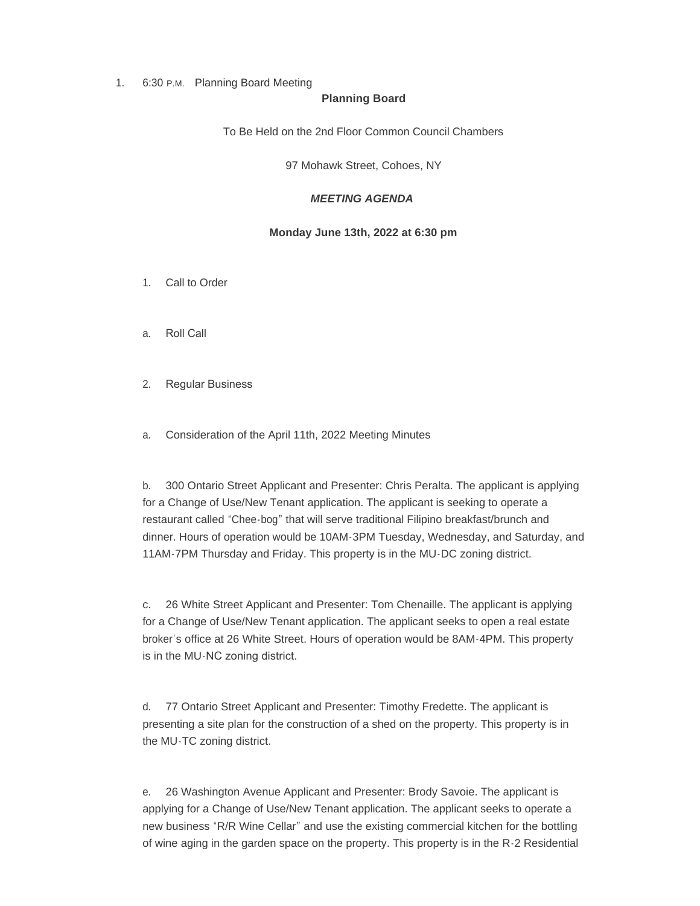1. 6:30 P.M. Planning Board Meeting

**Planning Board**

To Be Held on the 2nd Floor Common Council Chambers

97 Mohawk Street, Cohoes, NY

***MEETING AGENDA***

**Monday June 13th, 2022 at 6:30 pm**

1. Call to Order

a. Roll Call

2. Regular Business

a. Consideration of the April 11th, 2022 Meeting Minutes

b. 300 Ontario Street Applicant and Presenter: Chris Peralta. The applicant is applying for a Change of Use/New Tenant application. The applicant is seeking to operate a restaurant called "Chee-bog" that will serve traditional Filipino breakfast/brunch and dinner. Hours of operation would be 10AM-3PM Tuesday, Wednesday, and Saturday, and 11AM-7PM Thursday and Friday. This property is in the MU-DC zoning district.

c. 26 White Street Applicant and Presenter: Tom Chenaille. The applicant is applying for a Change of Use/New Tenant application. The applicant seeks to open a real estate broker's office at 26 White Street. Hours of operation would be 8AM-4PM. This property is in the MU-NC zoning district.

d. 77 Ontario Street Applicant and Presenter: Timothy Fredette. The applicant is presenting a site plan for the construction of a shed on the property. This property is in the MU-TC zoning district.

e. 26 Washington Avenue Applicant and Presenter: Brody Savoie. The applicant is applying for a Change of Use/New Tenant application. The applicant seeks to operate a new business "R/R Wine Cellar" and use the existing commercial kitchen for the bottling of wine aging in the garden space on the property. This property is in the R-2 Residential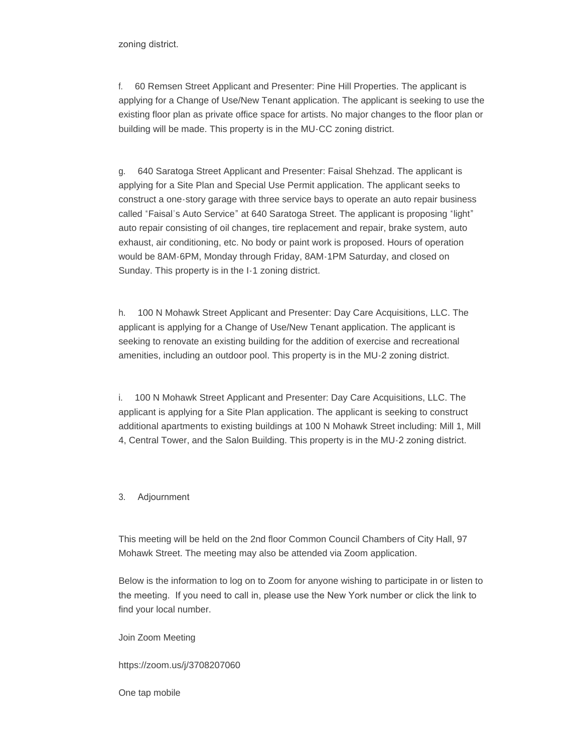zoning district.

f. 60 Remsen Street Applicant and Presenter: Pine Hill Properties. The applicant is applying for a Change of Use/New Tenant application. The applicant is seeking to use the existing floor plan as private office space for artists. No major changes to the floor plan or building will be made. This property is in the MU-CC zoning district.

g. 640 Saratoga Street Applicant and Presenter: Faisal Shehzad. The applicant is applying for a Site Plan and Special Use Permit application. The applicant seeks to construct a one-story garage with three service bays to operate an auto repair business called "Faisal's Auto Service" at 640 Saratoga Street. The applicant is proposing "light" auto repair consisting of oil changes, tire replacement and repair, brake system, auto exhaust, air conditioning, etc. No body or paint work is proposed. Hours of operation would be 8AM-6PM, Monday through Friday, 8AM-1PM Saturday, and closed on Sunday. This property is in the I-1 zoning district.

h. 100 N Mohawk Street Applicant and Presenter: Day Care Acquisitions, LLC. The applicant is applying for a Change of Use/New Tenant application. The applicant is seeking to renovate an existing building for the addition of exercise and recreational amenities, including an outdoor pool. This property is in the MU-2 zoning district.

i. 100 N Mohawk Street Applicant and Presenter: Day Care Acquisitions, LLC. The applicant is applying for a Site Plan application. The applicant is seeking to construct additional apartments to existing buildings at 100 N Mohawk Street including: Mill 1, Mill 4, Central Tower, and the Salon Building. This property is in the MU-2 zoning district.

3. Adjournment

This meeting will be held on the 2nd floor Common Council Chambers of City Hall, 97 Mohawk Street. The meeting may also be attended via Zoom application.

Below is the information to log on to Zoom for anyone wishing to participate in or listen to the meeting. If you need to call in, please use the New York number or click the link to find your local number.

Join Zoom Meeting

https://zoom.us/j/3708207060

One tap mobile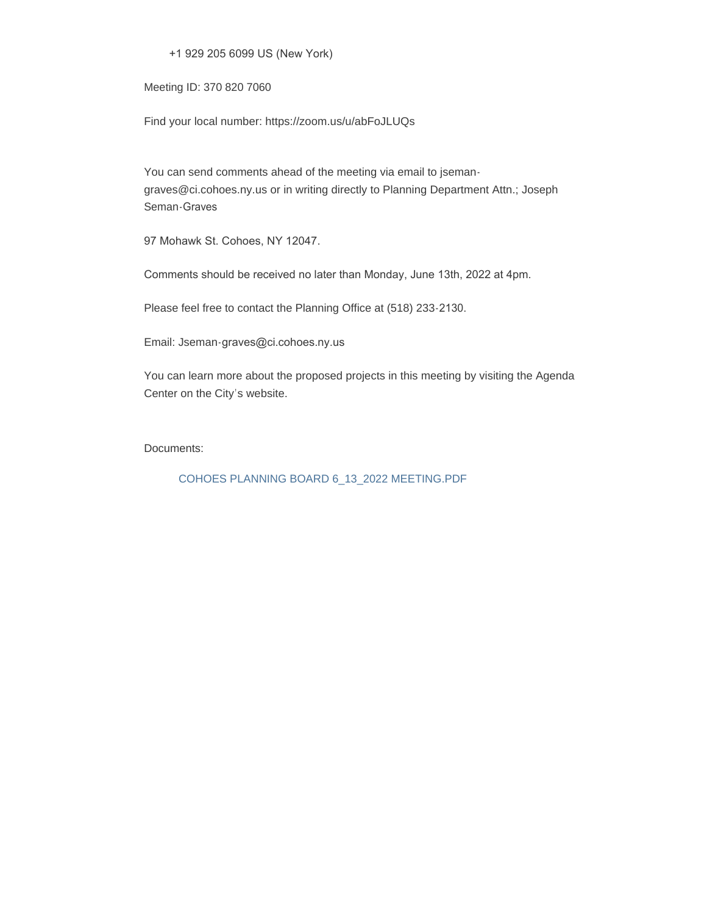+1 929 205 6099 US (New York)

Meeting ID: 370 820 7060

Find your local number: https://zoom.us/u/abFoJLUQs

You can send comments ahead of the meeting via email to jseman-graves@ci.cohoes.ny.us or in writing directly to Planning Department Attn.; Joseph Seman-Graves

97 Mohawk St. Cohoes, NY 12047.

Comments should be received no later than Monday, June 13th, 2022 at 4pm.

Please feel free to contact the Planning Office at (518) 233-2130.

Email: Jseman-graves@ci.cohoes.ny.us

You can learn more about the proposed projects in this meeting by visiting the Agenda Center on the City's website.

Documents:

COHOES PLANNING BOARD 6_13_2022 MEETING.PDF